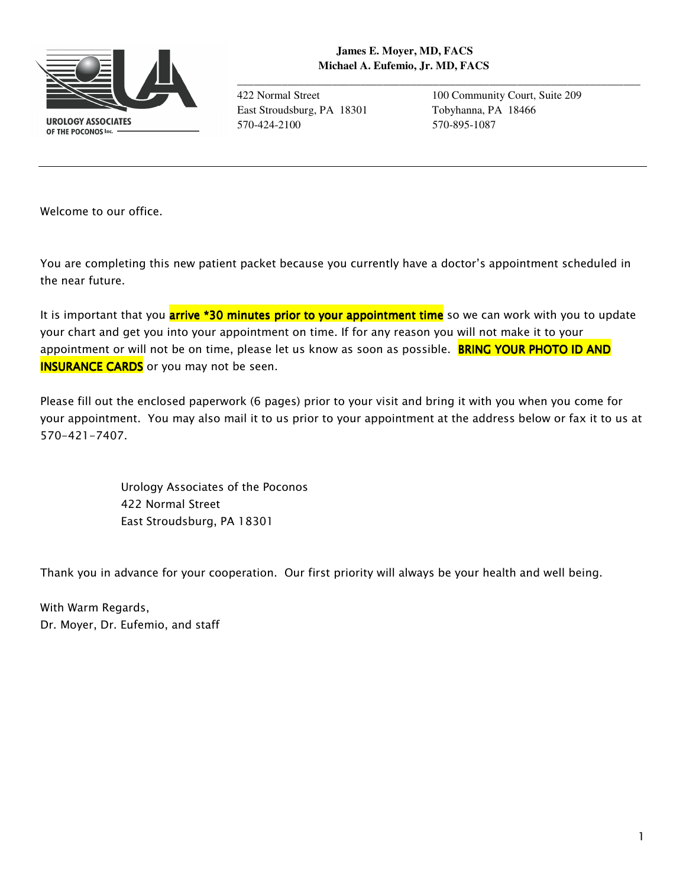**UROLOGY ASSOCIATES OF THE POCONOS Inc.**

**James E. Moyer, MD, FACS**
**Michael A. Eufemio, Jr. MD, FACS**

422 Normal Street
East Stroudsburg, PA 18301
570-424-2100

100 Community Court, Suite 209
Tobyhanna, PA 18466
570-895-1087

---

Welcome to our office.

You are completing this new patient packet because you currently have a doctor's appointment scheduled in the near future.

It is important that you **arrive *30 minutes prior to your appointment time** so we can work with you to update your chart and get you into your appointment on time. If for any reason you will not make it to your appointment or will not be on time, please let us know as soon as possible. **BRING YOUR PHOTO ID AND INSURANCE CARDS** or you may not be seen.

Please fill out the enclosed paperwork (6 pages) prior to your visit and bring it with you when you come for your appointment. You may also mail it to us prior to your appointment at the address below or fax it to us at 570-421-7407.

Urology Associates of the Poconos
422 Normal Street
East Stroudsburg, PA 18301

Thank you in advance for your cooperation. Our first priority will always be your health and well being.

With Warm Regards,
Dr. Moyer, Dr. Eufemio, and staff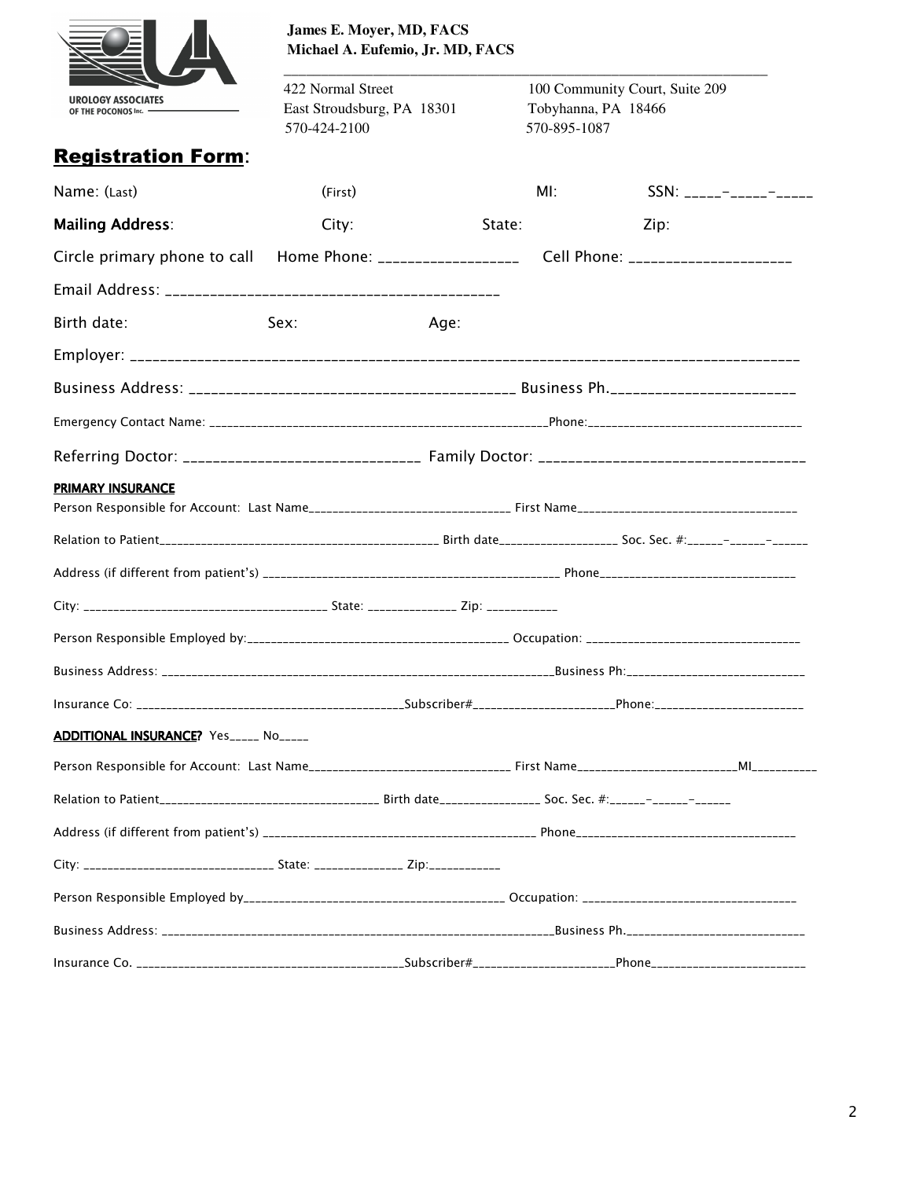**James E. Moyer, MD, FACS**
**Michael A. Eufemio, Jr. MD, FACS**

UROLOGY ASSOCIATES OF THE POCONOS Inc.

422 Normal Street
East Stroudsburg, PA 18301
570-424-2100

100 Community Court, Suite 209
Tobyhanna, PA 18466
570-895-1087

## Registration Form:

Name: (Last) (First) MI: SSN: _____-_____-_____

**Mailing Address**: City: State: Zip:

Circle primary phone to call Home Phone: __________________ Cell Phone: _____________________

Email Address: ___________________________________________

Birth date: Sex: Age:

Employer: ______________________________________________________________________________________

Business Address: __________________________________________ Business Ph.________________________

Emergency Contact Name: _______________________________________________________Phone:___________________________________

Referring Doctor: _______________________________ Family Doctor: __________________________________

**PRIMARY INSURANCE**

Person Responsible for Account: Last Name________________________________ First Name____________________________________

Relation to Patient______________________________________________ Birth date___________________ Soc. Sec. #:______-______-______

Address (if different from patient's) _______________________________________________ Phone________________________________

City: ________________________________________ State: ______________ Zip: ___________

Person Responsible Employed by:__________________________________________ Occupation: _____________________________________

Business Address: _________________________________________________________________Business Ph:______________________________

Insurance Co: ____________________________________________Subscriber#______________________Phone:________________________

**ADDITIONAL INSURANCE?** Yes_____ No_____

Person Responsible for Account: Last Name________________________________ First Name________________________MI__________

Relation to Patient__________________________________ Birth date________________ Soc. Sec. #:______-______-______

Address (if different from patient's) ___________________________________________ Phone_____________________________________

City: _______________________________ State: ______________ Zip:___________

Person Responsible Employed by__________________________________________ Occupation: _________________________________

Business Address: _________________________________________________________________Business Ph.____________________________

Insurance Co. ____________________________________________Subscriber#______________________Phone________________________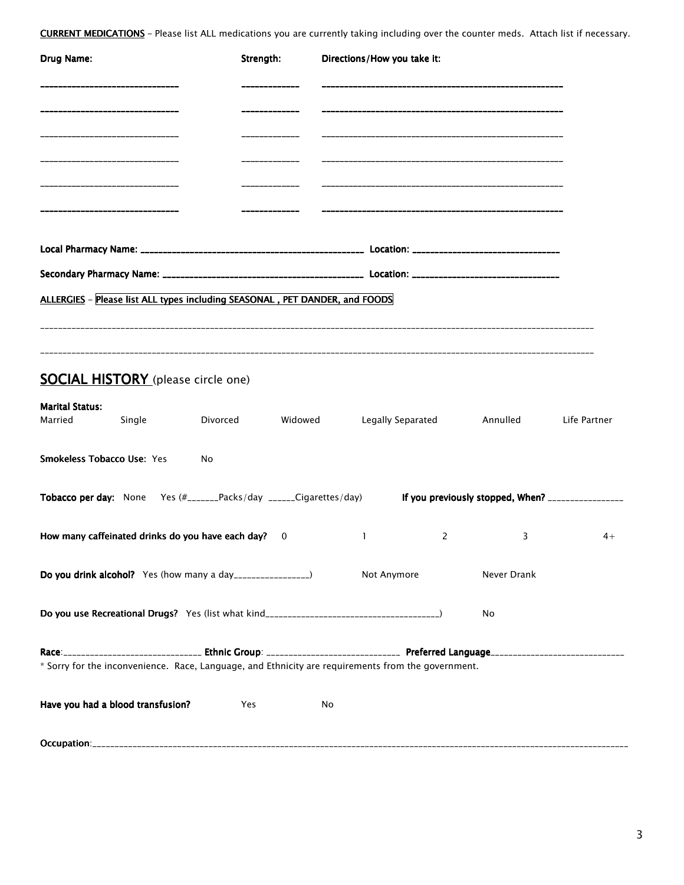**CURRENT MEDICATIONS** - Please list ALL medications you are currently taking including over the counter meds. Attach list if necessary.

| Drug Name: | Strength: | Directions/How you take it: |
|---|---|---|
| _____________________________ | ____________ | ____________________________________________________ |
| _____________________________ | ____________ | ____________________________________________________ |
| _____________________________ | ____________ | ____________________________________________________ |
| _____________________________ | ____________ | ____________________________________________________ |
| _____________________________ | ____________ | ____________________________________________________ |
| _____________________________ | ____________ | ____________________________________________________ |

**Local Pharmacy Name:** ______________________________________________ **Location:** ______________________________

**Secondary Pharmacy Name:** _________________________________________ **Location:** ______________________________

**ALLERGIES** – Please list ALL types including SEASONAL , PET DANDER, and FOODS

______________________________________________________________________________________________________________________

______________________________________________________________________________________________________________________

## SOCIAL HISTORY (please circle one)

**Marital Status:**
Married Single Divorced Widowed Legally Separated Annulled Life Partner

**Smokeless Tobacco Use:** Yes No

**Tobacco per day:** None Yes (#_______Packs/day ______Cigarettes/day) **If you previously stopped, When?** ________________

**How many caffeinated drinks do you have each day?** 0 1 2 3 4+

**Do you drink alcohol?** Yes (how many a day________________) Not Anymore Never Drank

**Do you use Recreational Drugs?** Yes (list what kind______________________________________) No

**Race**:_____________________________ **Ethnic Group**: _____________________________ **Preferred Language**_____________________________

* Sorry for the inconvenience. Race, Language, and Ethnicity are requirements from the government.

**Have you had a blood transfusion?** Yes No

**Occupation**:_______________________________________________________________________________________________________________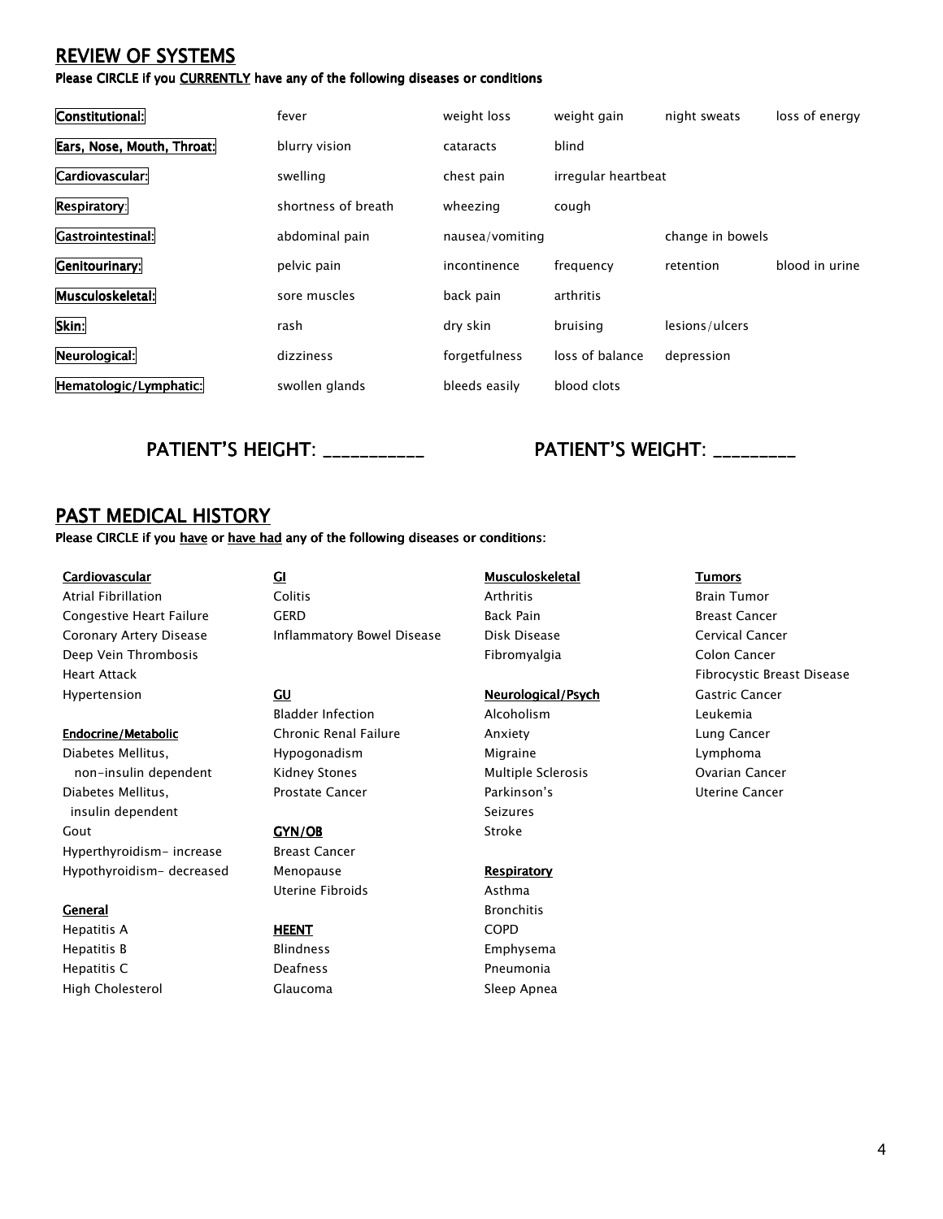## REVIEW OF SYSTEMS

**Please CIRCLE if you CURRENTLY have any of the following diseases or conditions**

| | | | | | |
|---|---|---|---|---|---|
| **Constitutional:** | fever | weight loss | weight gain | night sweats | loss of energy |
| **Ears, Nose, Mouth, Throat:** | blurry vision | cataracts | blind | | |
| **Cardiovascular:** | swelling | chest pain | irregular heartbeat | | |
| **Respiratory:** | shortness of breath | wheezing | cough | | |
| **Gastrointestinal:** | abdominal pain | nausea/vomiting | | change in bowels | |
| **Genitourinary:** | pelvic pain | incontinence | frequency | retention | blood in urine |
| **Musculoskeletal:** | sore muscles | back pain | arthritis | | |
| **Skin:** | rash | dry skin | bruising | lesions/ulcers | |
| **Neurological:** | dizziness | forgetfulness | loss of balance | depression | |
| **Hematologic/Lymphatic:** | swollen glands | bleeds easily | blood clots | | |

PATIENT'S HEIGHT: ___________ PATIENT'S WEIGHT: _________

## PAST MEDICAL HISTORY

**Please CIRCLE if you have or have had any of the following diseases or conditions:**

**Cardiovascular**
- Atrial Fibrillation
- Congestive Heart Failure
- Coronary Artery Disease
- Deep Vein Thrombosis
- Heart Attack
- Hypertension

**Endocrine/Metabolic**
- Diabetes Mellitus, non-insulin dependent
- Diabetes Mellitus, insulin dependent
- Gout
- Hyperthyroidism- increase
- Hypothyroidism- decreased

**General**
- Hepatitis A
- Hepatitis B
- Hepatitis C
- High Cholesterol

**GI**
- Colitis
- GERD
- Inflammatory Bowel Disease

**GU**
- Bladder Infection
- Chronic Renal Failure
- Hypogonadism
- Kidney Stones
- Prostate Cancer

**GYN/OB**
- Breast Cancer
- Menopause
- Uterine Fibroids

**HEENT**
- Blindness
- Deafness
- Glaucoma

**Musculoskeletal**
- Arthritis
- Back Pain
- Disk Disease
- Fibromyalgia

**Neurological/Psych**
- Alcoholism
- Anxiety
- Migraine
- Multiple Sclerosis
- Parkinson's
- Seizures
- Stroke

**Respiratory**
- Asthma
- Bronchitis
- COPD
- Emphysema
- Pneumonia
- Sleep Apnea

**Tumors**
- Brain Tumor
- Breast Cancer
- Cervical Cancer
- Colon Cancer
- Fibrocystic Breast Disease
- Gastric Cancer
- Leukemia
- Lung Cancer
- Lymphoma
- Ovarian Cancer
- Uterine Cancer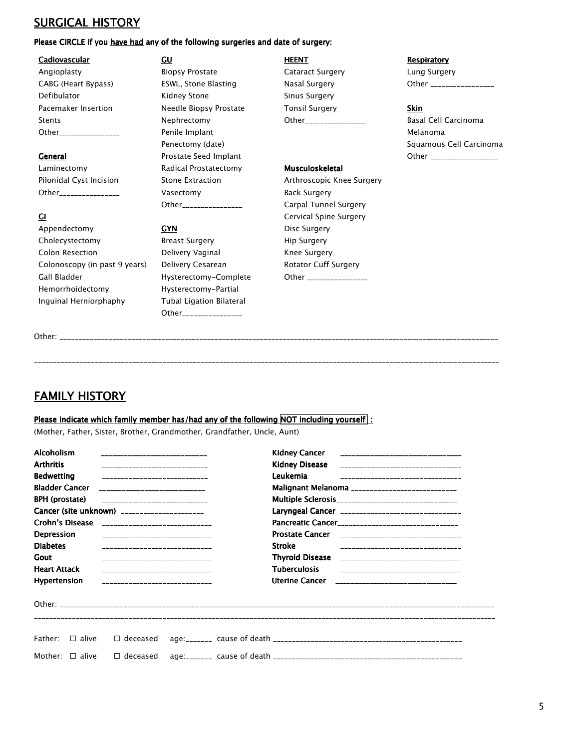## SURGICAL HISTORY

**Please CIRCLE if you <u>have had</u> any of the following surgeries and date of surgery:**

**<u>Cadiovascular</u>**
Angioplasty
CABG (Heart Bypass)
Defibulator
Pacemaker Insertion
Stents
Other_______________

**<u>General</u>**
Laminectomy
Pilonidal Cyst Incision
Other_______________

**<u>GI</u>**
Appendectomy
Cholecystectomy
Colon Resection
Colonoscopy (in past 9 years)
Gall Bladder
Hemorrhoidectomy
Inguinal Herniorphaphy

**<u>GU</u>**
Biopsy Prostate
ESWL, Stone Blasting
Kidney Stone
Needle Biopsy Prostate
Nephrectomy
Penile Implant
Penectomy (date)
Prostate Seed Implant
Radical Prostatectomy
Stone Extraction
Vasectomy
Other_______________

**<u>GYN</u>**
Breast Surgery
Delivery Vaginal
Delivery Cesarean
Hysterectomy-Complete
Hysterectomy-Partial
Tubal Ligation Bilateral
Other_______________

**<u>HEENT</u>**
Cataract Surgery
Nasal Surgery
Sinus Surgery
Tonsil Surgery
Other_______________

**<u>Musculoskeletal</u>**
Arthroscopic Knee Surgery
Back Surgery
Carpal Tunnel Surgery
Cervical Spine Surgery
Disc Surgery
Hip Surgery
Knee Surgery
Rotator Cuff Surgery
Other _______________

**<u>Respiratory</u>**
Lung Surgery
Other _______________

**<u>Skin</u>**
Basal Cell Carcinoma
Melanoma
Squamous Cell Carcinoma
Other _______________

Other: ________________________________________________________________________________________________________

________________________________________________________________________________________________________________

## FAMILY HISTORY

**<u>Please indicate which family member has/had any of the following NOT including yourself :</u>**
(Mother, Father, Sister, Brother, Grandmother, Grandfather, Uncle, Aunt)

**Alcoholism** ___________________________
**Arthritis** ___________________________
**Bedwetting** ___________________________
**Bladder Cancer** ___________________________
**BPH (prostate)** ___________________________
**Cancer (site unknown)** ______________________
**Crohn's Disease** ___________________________
**Depression** ___________________________
**Diabetes** ___________________________
**Gout** ___________________________
**Heart Attack** ___________________________
**Hypertension** ___________________________

**Kidney Cancer** ______________________________
**Kidney Disease** ______________________________
**Leukemia** ______________________________
**Malignant Melanoma** ___________________________
**Multiple Sclerosis**______________________________
**Laryngeal Cancer** ______________________________
**Pancreatic Cancer**______________________________
**Prostate Cancer** ______________________________
**Stroke** ______________________________
**Thyroid Disease** ______________________________
**Tuberculosis** ______________________________
**Uterine Cancer** ______________________________

Other: ________________________________________________________________________________________________________

________________________________________________________________________________________________________________

Father: ☐ alive ☐ deceased age:_______ cause of death _________________________________________________

Mother: ☐ alive ☐ deceased age:_______ cause of death _________________________________________________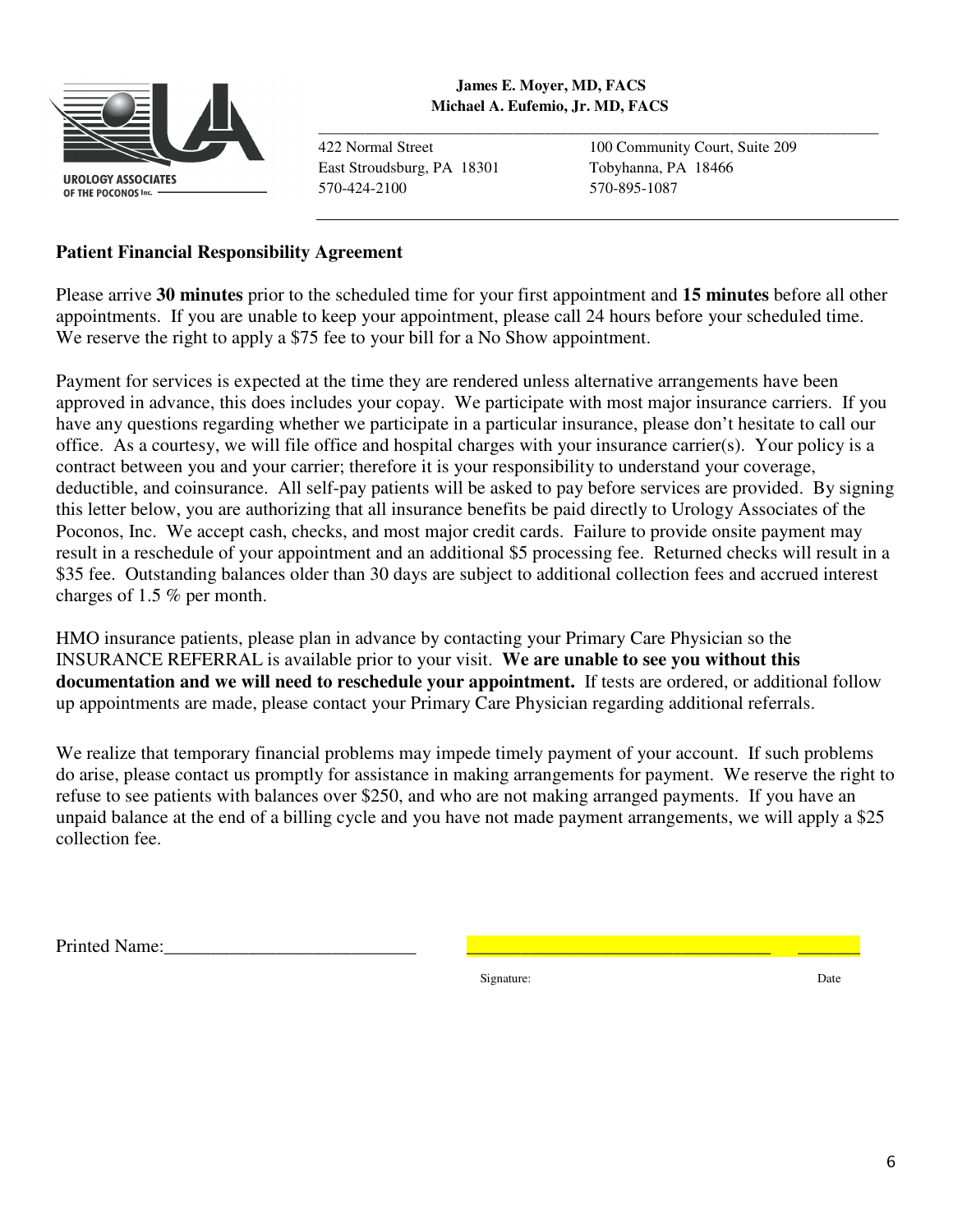UROLOGY ASSOCIATES OF THE POCONOS Inc.

**James E. Moyer, MD, FACS**
**Michael A. Eufemio, Jr. MD, FACS**

| 422 Normal Street | 100 Community Court, Suite 209 |
| --- | --- |
| East Stroudsburg, PA 18301 | Tobyhanna, PA 18466 |
| 570-424-2100 | 570-895-1087 |

**Patient Financial Responsibility Agreement**

Please arrive **30 minutes** prior to the scheduled time for your first appointment and **15 minutes** before all other appointments. If you are unable to keep your appointment, please call 24 hours before your scheduled time. We reserve the right to apply a $75 fee to your bill for a No Show appointment.

Payment for services is expected at the time they are rendered unless alternative arrangements have been approved in advance, this does includes your copay. We participate with most major insurance carriers. If you have any questions regarding whether we participate in a particular insurance, please don't hesitate to call our office. As a courtesy, we will file office and hospital charges with your insurance carrier(s). Your policy is a contract between you and your carrier; therefore it is your responsibility to understand your coverage, deductible, and coinsurance. All self-pay patients will be asked to pay before services are provided. By signing this letter below, you are authorizing that all insurance benefits be paid directly to Urology Associates of the Poconos, Inc. We accept cash, checks, and most major credit cards. Failure to provide onsite payment may result in a reschedule of your appointment and an additional $5 processing fee. Returned checks will result in a $35 fee. Outstanding balances older than 30 days are subject to additional collection fees and accrued interest charges of 1.5 % per month.

HMO insurance patients, please plan in advance by contacting your Primary Care Physician so the INSURANCE REFERRAL is available prior to your visit. **We are unable to see you without this documentation and we will need to reschedule your appointment.** If tests are ordered, or additional follow up appointments are made, please contact your Primary Care Physician regarding additional referrals.

We realize that temporary financial problems may impede timely payment of your account. If such problems do arise, please contact us promptly for assistance in making arrangements for payment. We reserve the right to refuse to see patients with balances over $250, and who are not making arranged payments. If you have an unpaid balance at the end of a billing cycle and you have not made payment arrangements, we will apply a $25 collection fee.

Printed Name:___________________________ ________________________________ _______

Signature: Date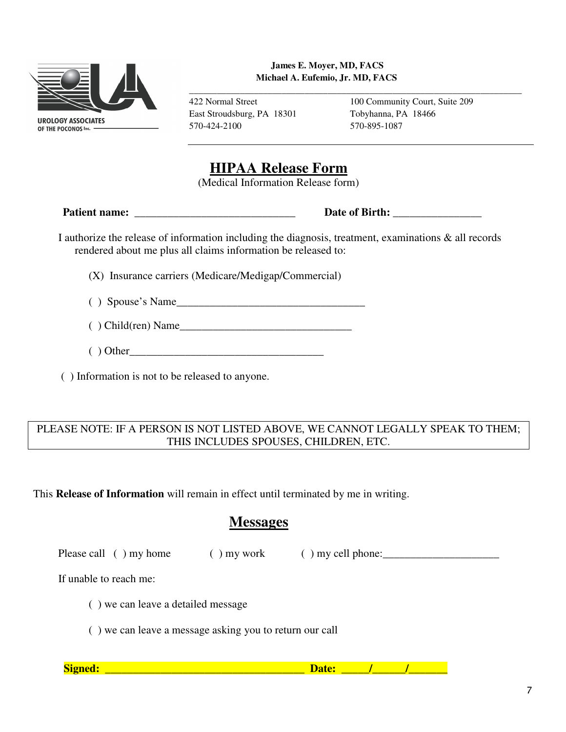UROLOGY ASSOCIATES OF THE POCONOS Inc.

**James E. Moyer, MD, FACS**
**Michael A. Eufemio, Jr. MD, FACS**

422 Normal Street
East Stroudsburg, PA 18301
570-424-2100

100 Community Court, Suite 209
Tobyhanna, PA 18466
570-895-1087

# HIPAA Release Form

(Medical Information Release form)

**Patient name:** ______________________________ **Date of Birth:** ________________

I authorize the release of information including the diagnosis, treatment, examinations & all records rendered about me plus all claims information be released to:

(X) Insurance carriers (Medicare/Medigap/Commercial)

( ) Spouse's Name___________________________________

( ) Child(ren) Name________________________________

( ) Other____________________________________

( ) Information is not to be released to anyone.

PLEASE NOTE: IF A PERSON IS NOT LISTED ABOVE, WE CANNOT LEGALLY SPEAK TO THEM; THIS INCLUDES SPOUSES, CHILDREN, ETC.

This **Release of Information** will remain in effect until terminated by me in writing.

## Messages

Please call ( ) my home ( ) my work ( ) my cell phone:_____________________

If unable to reach me:

( ) we can leave a detailed message

( ) we can leave a message asking you to return our call

**Signed:** ____________________________________ **Date:** _____/_____/______